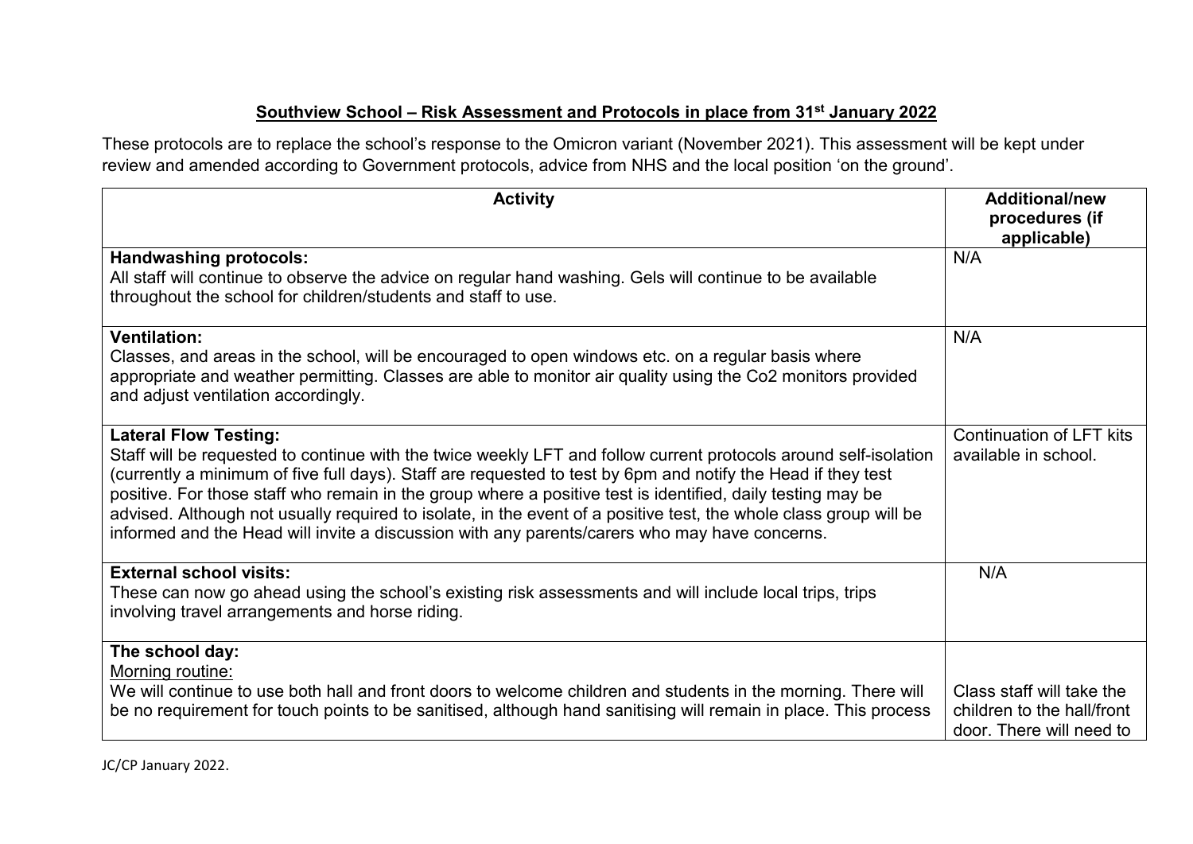# Southview School – Risk Assessment and Protocols in place from 31st January 2022

These protocols are to replace the school's response to the Omicron variant (November 2021). This assessment will be kept under review and amended according to Government protocols, advice from NHS and the local position 'on the ground'.

| Activity | Additional/new procedures (if applicable) |
|---|---|
| **Handwashing protocols:**<br>All staff will continue to observe the advice on regular hand washing. Gels will continue to be available throughout the school for children/students and staff to use. | N/A |
| **Ventilation:**<br>Classes, and areas in the school, will be encouraged to open windows etc. on a regular basis where appropriate and weather permitting. Classes are able to monitor air quality using the Co2 monitors provided and adjust ventilation accordingly. | N/A |
| **Lateral Flow Testing:**<br>Staff will be requested to continue with the twice weekly LFT and follow current protocols around self-isolation (currently a minimum of five full days). Staff are requested to test by 6pm and notify the Head if they test positive. For those staff who remain in the group where a positive test is identified, daily testing may be advised. Although not usually required to isolate, in the event of a positive test, the whole class group will be informed and the Head will invite a discussion with any parents/carers who may have concerns. | Continuation of LFT kits available in school. |
| **External school visits:**<br>These can now go ahead using the school's existing risk assessments and will include local trips, trips involving travel arrangements and horse riding. | N/A |
| **The school day:**<br>Morning routine:<br>We will continue to use both hall and front doors to welcome children and students in the morning. There will be no requirement for touch points to be sanitised, although hand sanitising will remain in place. This process | Class staff will take the children to the hall/front door. There will need to |

JC/CP January 2022.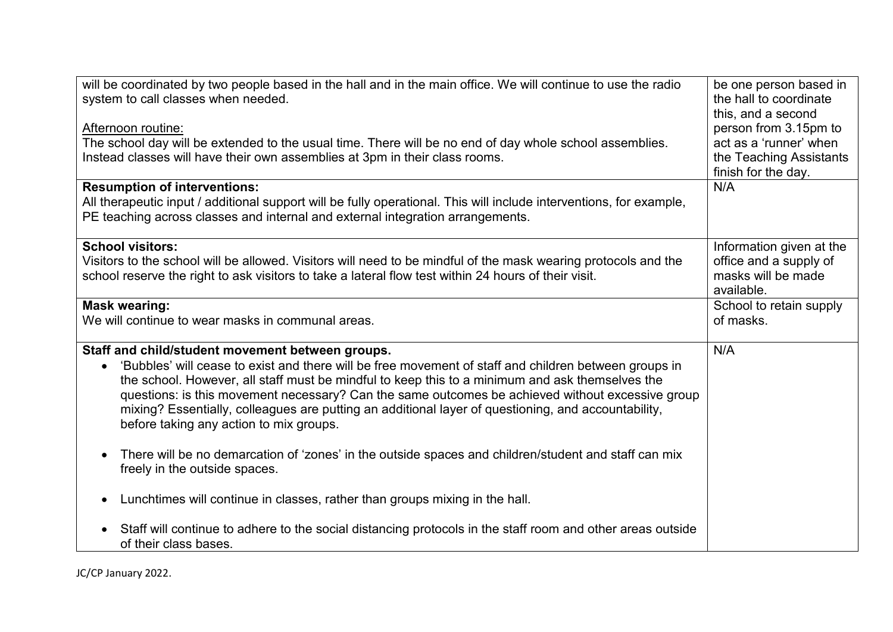| | |
|---|---|
| will be coordinated by two people based in the hall and in the main office. We will continue to use the radio system to call classes when needed.<br><br><u>Afternoon routine:</u><br>The school day will be extended to the usual time. There will be no end of day whole school assemblies. Instead classes will have their own assemblies at 3pm in their class rooms. | be one person based in the hall to coordinate this, and a second person from 3.15pm to act as a 'runner' when the Teaching Assistants finish for the day. |
| **Resumption of interventions:**<br>All therapeutic input / additional support will be fully operational. This will include interventions, for example, PE teaching across classes and internal and external integration arrangements. | N/A |
| **School visitors:**<br>Visitors to the school will be allowed. Visitors will need to be mindful of the mask wearing protocols and the school reserve the right to ask visitors to take a lateral flow test within 24 hours of their visit. | Information given at the office and a supply of masks will be made available. |
| **Mask wearing:**<br>We will continue to wear masks in communal areas. | School to retain supply of masks. |
| **Staff and child/student movement between groups.**<br>• 'Bubbles' will cease to exist and there will be free movement of staff and children between groups in the school. However, all staff must be mindful to keep this to a minimum and ask themselves the questions: is this movement necessary? Can the same outcomes be achieved without excessive group mixing? Essentially, colleagues are putting an additional layer of questioning, and accountability, before taking any action to mix groups.<br><br>• There will be no demarcation of 'zones' in the outside spaces and children/student and staff can mix freely in the outside spaces.<br><br>• Lunchtimes will continue in classes, rather than groups mixing in the hall.<br><br>• Staff will continue to adhere to the social distancing protocols in the staff room and other areas outside of their class bases. | N/A |

JC/CP January 2022.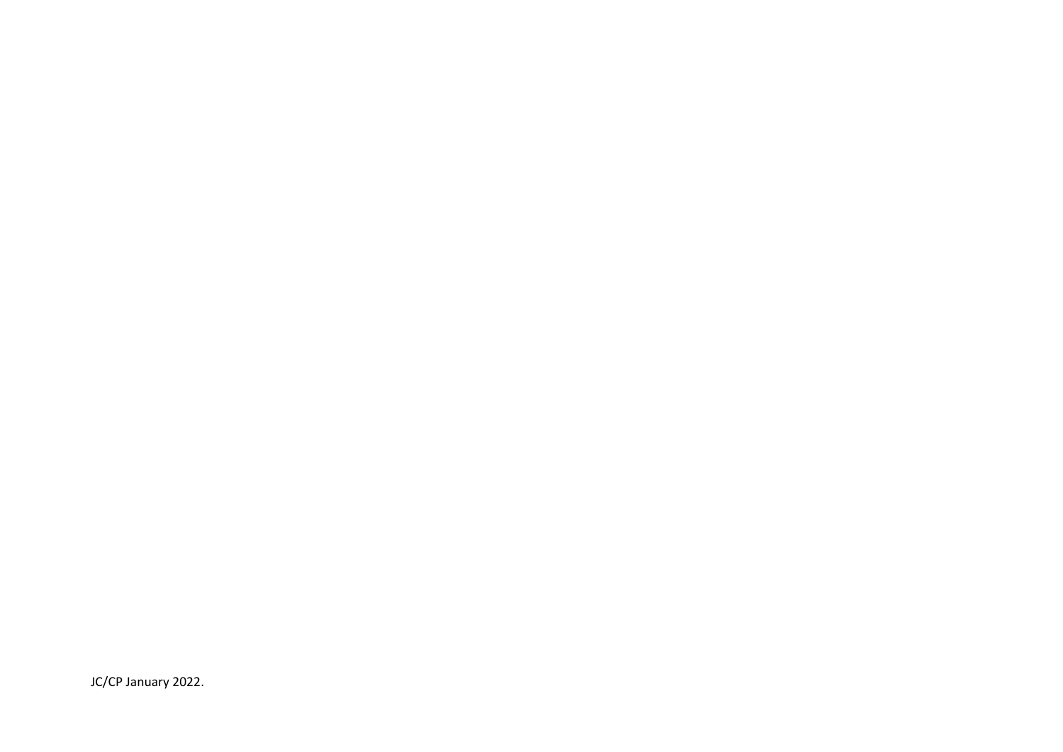JC/CP January 2022.